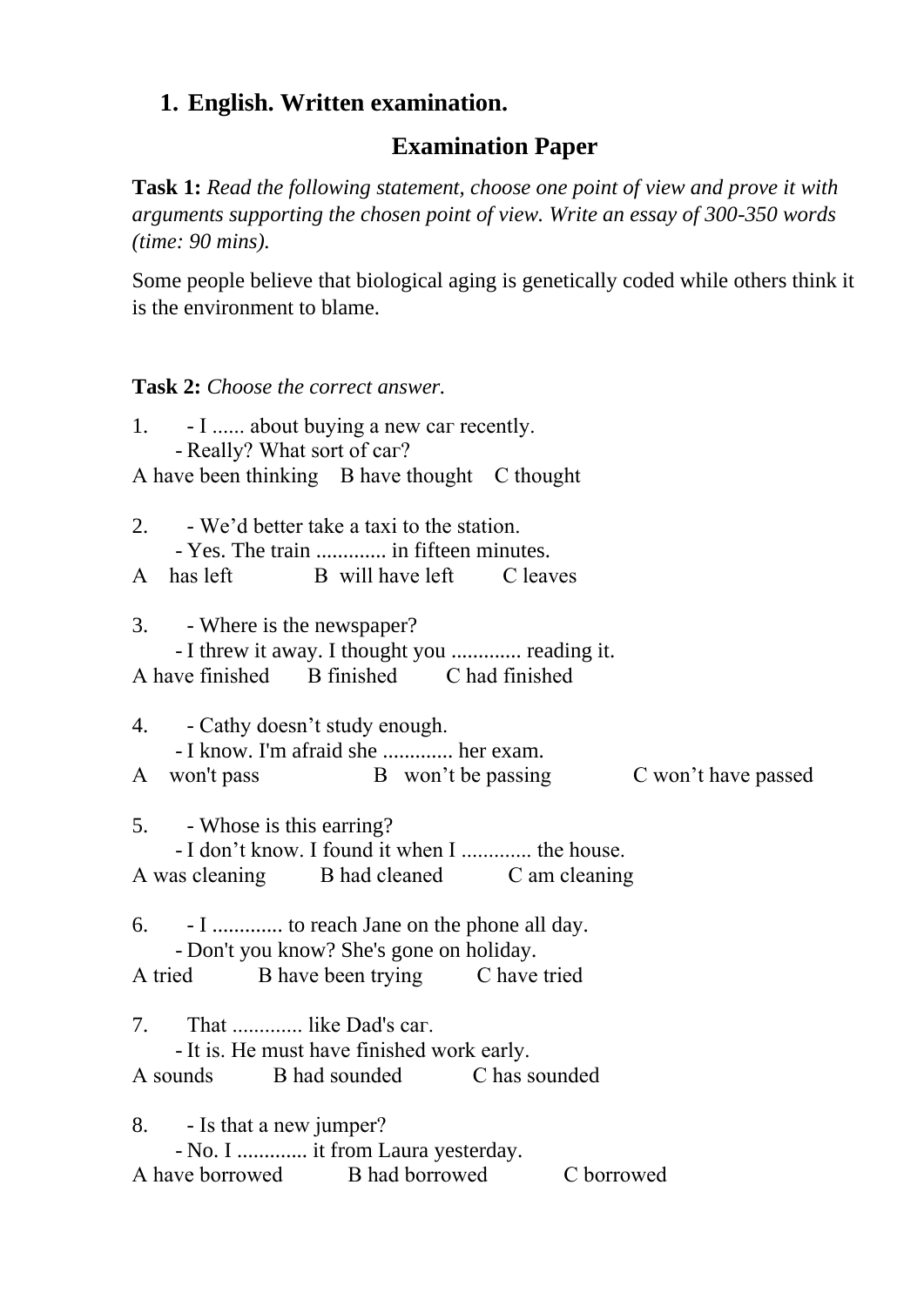1. **English. Written examination.**

## Examination Paper

**Task 1:** *Read the following statement, choose one point of view and prove it with arguments supporting the chosen point of view. Write an essay of 300-350 words (time: 90 mins).*

Some people believe that biological aging is genetically coded while others think it is the environment to blame.

**Task 2:** *Choose the correct answer.*

1. - I ...... about buying a new car recently.
   - Really? What sort of car?

A have been thinking B have thought C thought

2. - We'd better take a taxi to the station.
   - Yes. The train ............. in fifteen minutes.

A has left B will have left C leaves

3. - Where is the newspaper?
   - I threw it away. I thought you ............. reading it.

A have finished B finished C had finished

4. - Cathy doesn't study enough.
   - I know. I'm afraid she ............. her exam.

A won't pass B won't be passing C won't have passed

5. - Whose is this earring?
   - I don't know. I found it when I ............. the house.

A was cleaning B had cleaned C am cleaning

6. - I ............. to reach Jane on the phone all day.
   - Don't you know? She's gone on holiday.

A tried B have been trying C have tried

7. That ............. like Dad's car.
   - It is. He must have finished work early.

A sounds B had sounded C has sounded

8. - Is that a new jumper?
   - No. I ............. it from Laura yesterday.

A have borrowed B had borrowed C borrowed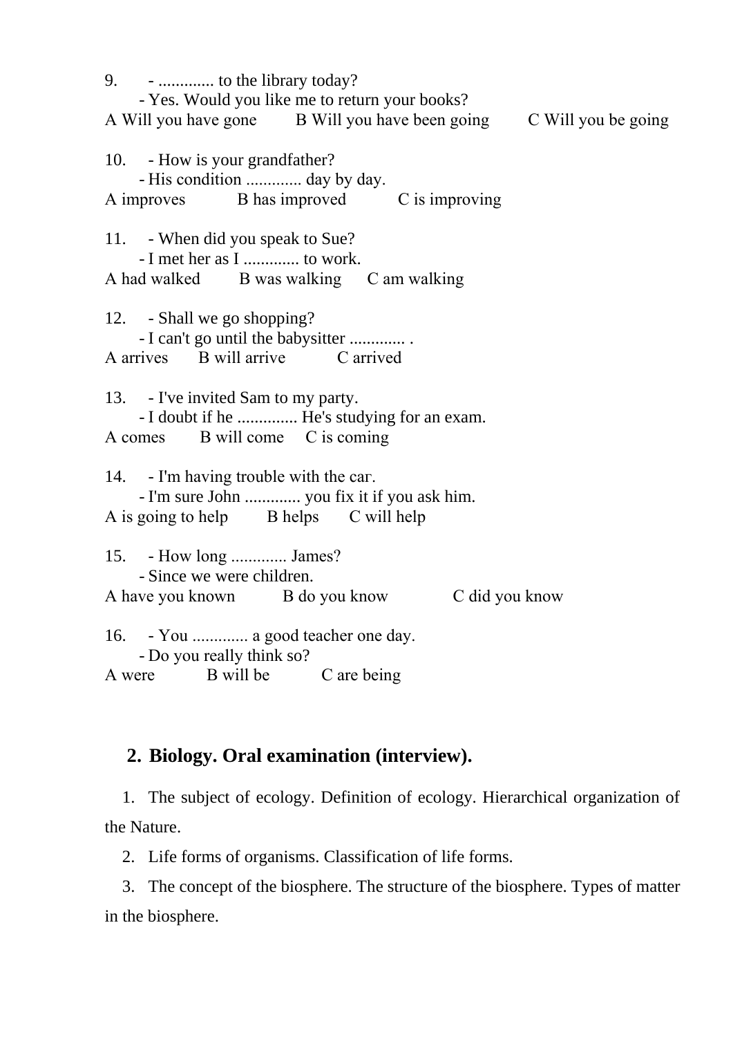9. - ............. to the library today?
   - Yes. Would you like me to return your books?

A Will you have gone B Will you have been going C Will you be going

10. - How is your grandfather?
    - His condition ............. day by day.

A improves B has improved C is improving

11. - When did you speak to Sue?
    - I met her as I ............. to work.

A had walked B was walking C am walking

12. - Shall we go shopping?
    - I can't go until the babysitter ............. .

A arrives B will arrive C arrived

13. - I've invited Sam to my party.
    - I doubt if he .............. He's studying for an exam.

A comes B will come C is coming

14. - I'm having trouble with the car.
    - I'm sure John ............. you fix it if you ask him.

A is going to help B helps C will help

15. - How long ............. James?
    - Since we were children.

A have you known B do you know C did you know

16. - You ............. a good teacher one day.
    - Do you really think so?

A were B will be C are being

## 2. Biology. Oral examination (interview).

1. The subject of ecology. Definition of ecology. Hierarchical organization of the Nature.
2. Life forms of organisms. Classification of life forms.
3. The concept of the biosphere. The structure of the biosphere. Types of matter in the biosphere.